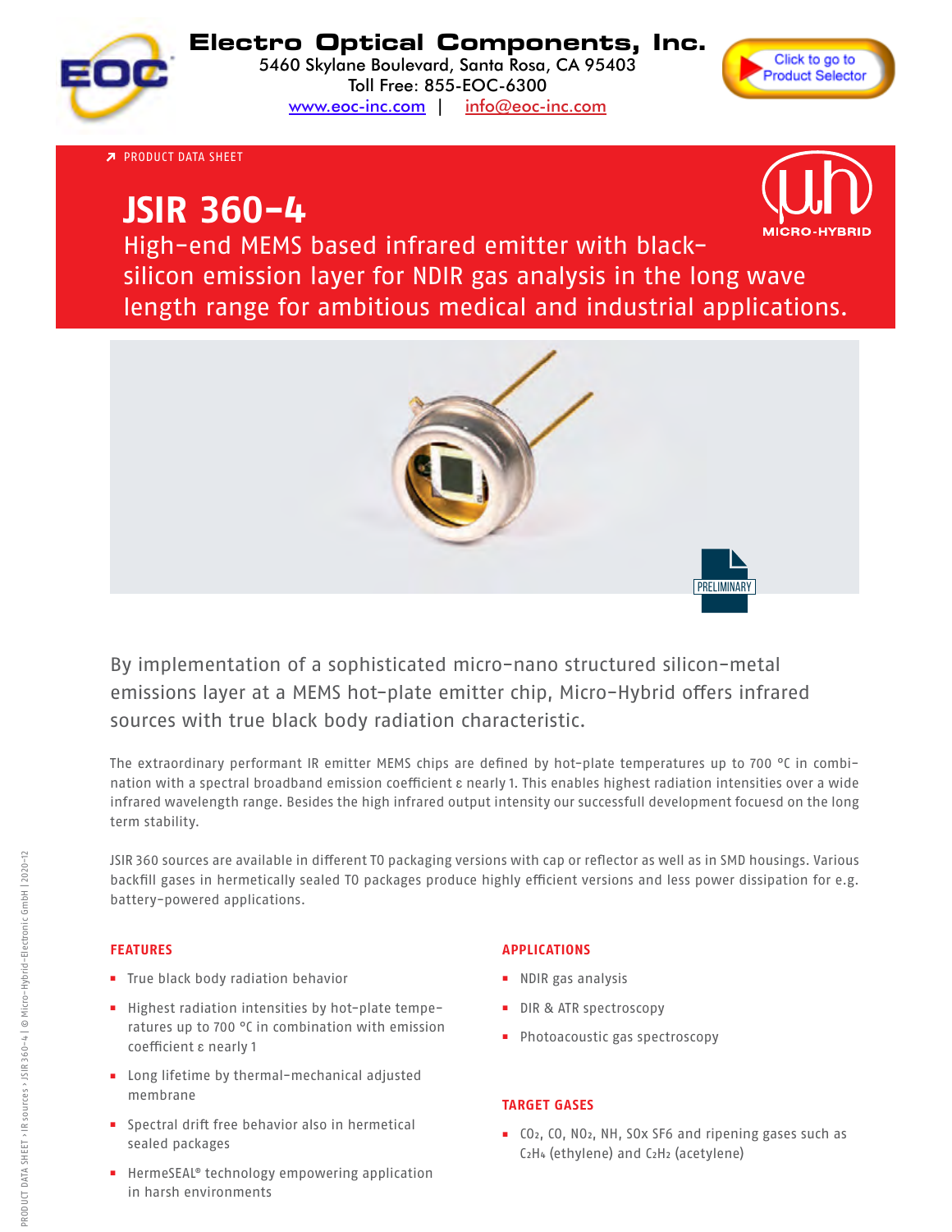# Electro Optical Components, Inc.

5460 Skylane Boulevard, Santa Rosa, CA 95403
Toll Free: 855-EOC-6300
www.eoc-inc.com | info@eoc-inc.com

Click to go to Product Selector

PRODUCT DATA SHEET

# JSIR 360-4

High-end MEMS based infrared emitter with black-silicon emission layer for NDIR gas analysis in the long wave length range for ambitious medical and industrial applications.

MICRO-HYBRID

PRELIMINARY

By implementation of a sophisticated micro-nano structured silicon-metal emissions layer at a MEMS hot-plate emitter chip, Micro-Hybrid offers infrared sources with true black body radiation characteristic.

The extraordinary performant IR emitter MEMS chips are defined by hot-plate temperatures up to 700 °C in combination with a spectral broadband emission coefficient ε nearly 1. This enables highest radiation intensities over a wide infrared wavelength range. Besides the high infrared output intensity our successfull development focuesd on the long term stability.

JSIR 360 sources are available in different TO packaging versions with cap or reflector as well as in SMD housings. Various backfill gases in hermetically sealed TO packages produce highly efficient versions and less power dissipation for e.g. battery-powered applications.

## FEATURES

- True black body radiation behavior
- Highest radiation intensities by hot-plate temperatures up to 700 °C in combination with emission coefficient ε nearly 1
- Long lifetime by thermal-mechanical adjusted membrane
- Spectral drift free behavior also in hermetical sealed packages
- HermeSEAL® technology empowering application in harsh environments

## APPLICATIONS

- NDIR gas analysis
- DIR & ATR spectroscopy
- Photoacoustic gas spectroscopy

## TARGET GASES

- $CO_2$, CO, $NO_2$, NH, SOx SF6 and ripening gases such as $C_2H_4$ (ethylene) and $C_2H_2$ (acetylene)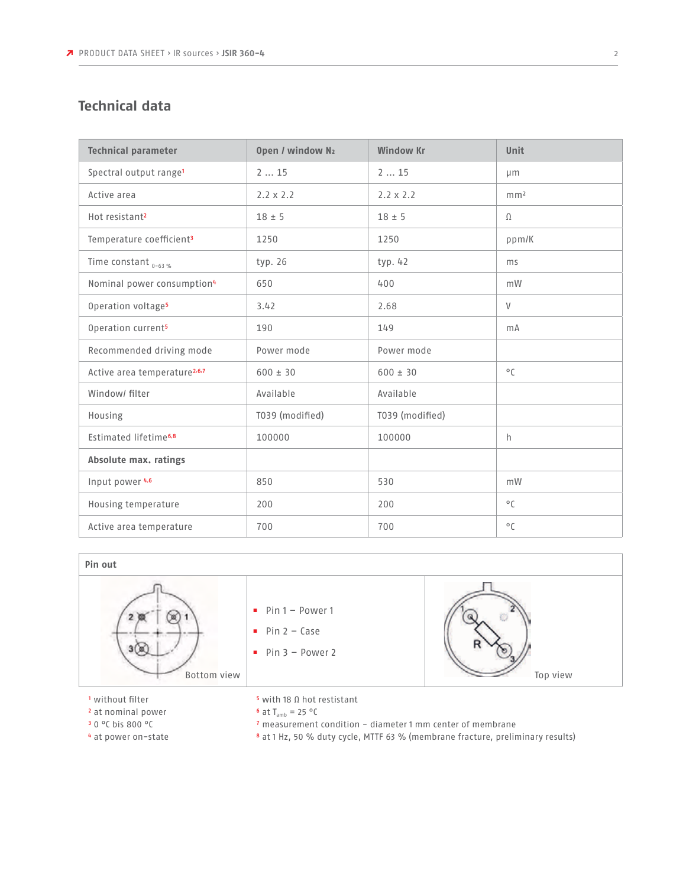## Technical data

| Technical parameter | Open / window $N_2$ | Window Kr | Unit |
|---|---|---|---|
| Spectral output range[1] | 2 ... 15 | 2 ... 15 | µm |
| Active area | 2.2 x 2.2 | 2.2 x 2.2 | mm² |
| Hot resistant[2] | 18 ± 5 | 18 ± 5 | Ω |
| Temperature coefficient[3] | 1250 | 1250 | ppm/K |
| Time constant $_{0-63\,\%}$ | typ. 26 | typ. 42 | ms |
| Nominal power consumption[4] | 650 | 400 | mW |
| Operation voltage[5] | 3.42 | 2.68 | V |
| Operation current[5] | 190 | 149 | mA |
| Recommended driving mode | Power mode | Power mode | |
| Active area temperature[2,6,7] | 600 ± 30 | 600 ± 30 | °C |
| Window/ filter | Available | Available | |
| Housing | T039 (modified) | T039 (modified) | |
| Estimated lifetime[6,8] | 100000 | 100000 | h |
| **Absolute max. ratings** | | | |
| Input power [4,6] | 850 | 530 | mW |
| Housing temperature | 200 | 200 | °C |
| Active area temperature | 700 | 700 | °C |

**Pin out**

Bottom view

- Pin 1 – Power 1
- Pin 2 – Case
- Pin 3 – Power 2

Top view

[1] without filter
[2] at nominal power
[3] 0 °C bis 800 °C
[4] at power on-state
[5] with 18 Ω hot restistant
[6] at $T_{amb}$ = 25 °C
[7] measurement condition – diameter 1 mm center of membrane
[8] at 1 Hz, 50 % duty cycle, MTTF 63 % (membrane fracture, preliminary results)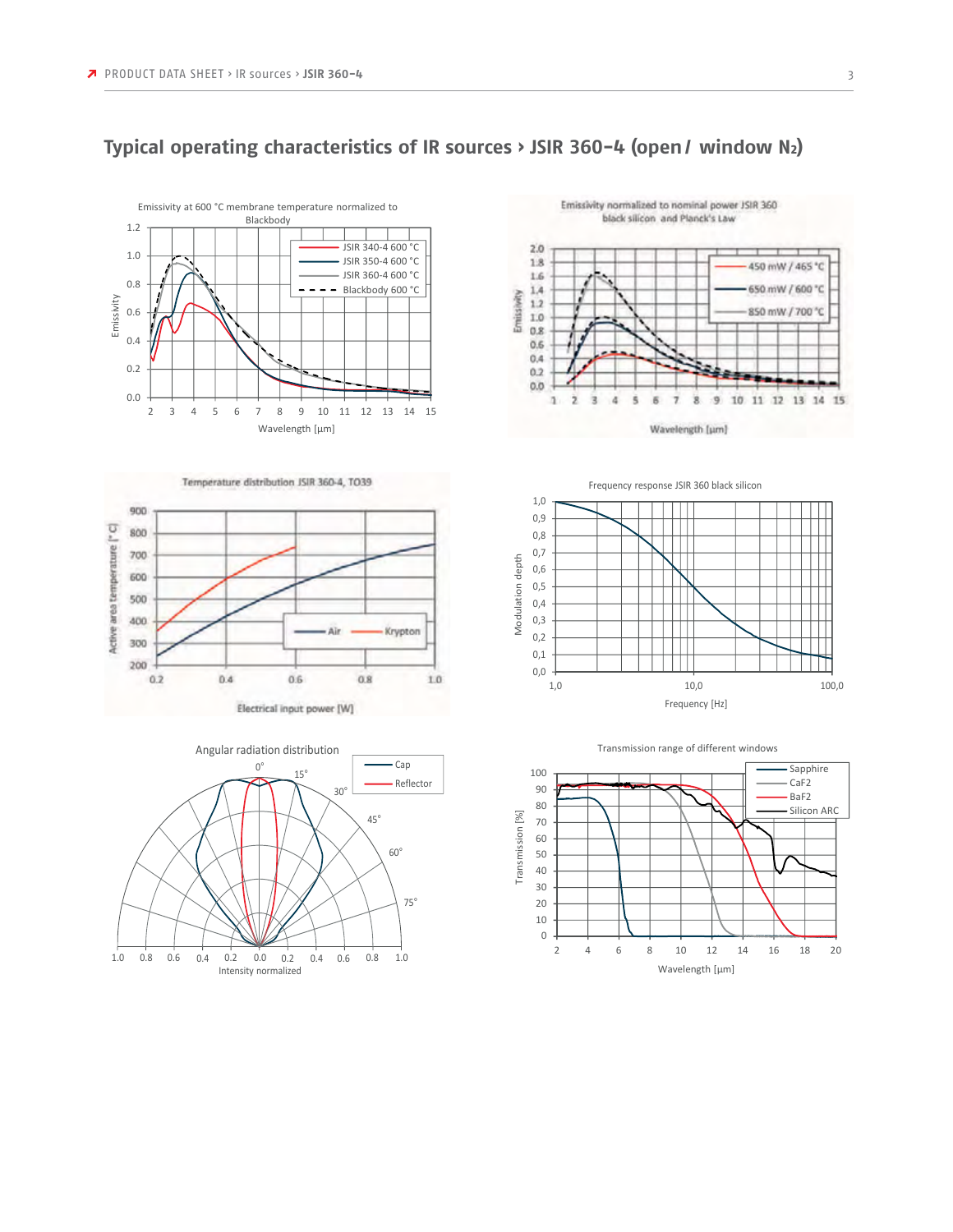# Typical operating characteristics of IR sources › JSIR 360-4 (open / window $N_2$)

Emissivity at 600 °C membrane temperature normalized to Blackbody

Emissivity normalized to nominal power JSIR 360 black silicon and Planck's Law

Temperature distribution JSIR 360-4, TO39

Frequency response JSIR 360 black silicon

Angular radiation distribution

Transmission range of different windows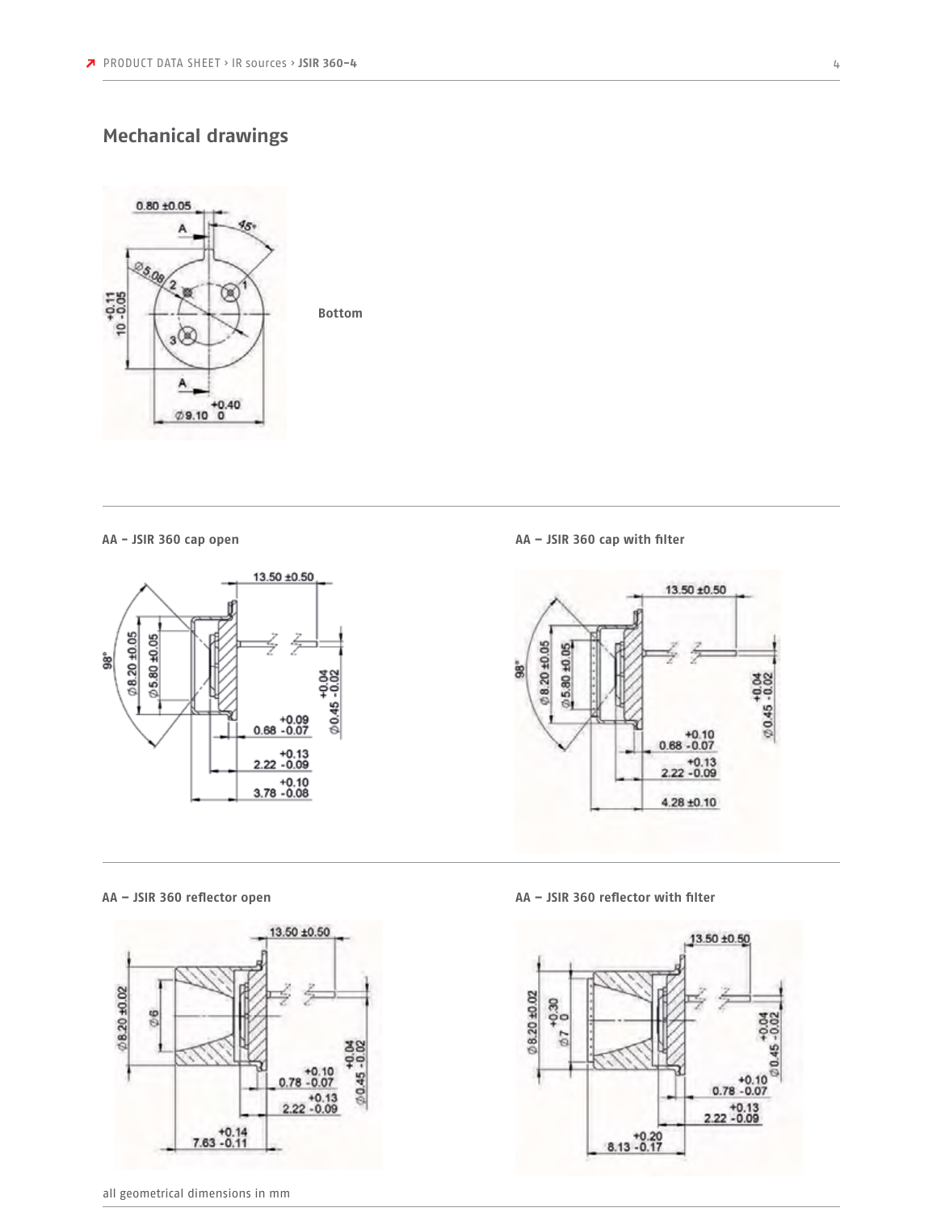## Mechanical drawings

Bottom

AA – JSIR 360 cap open

AA – JSIR 360 cap with filter

AA – JSIR 360 reflector open

AA – JSIR 360 reflector with filter

all geometrical dimensions in mm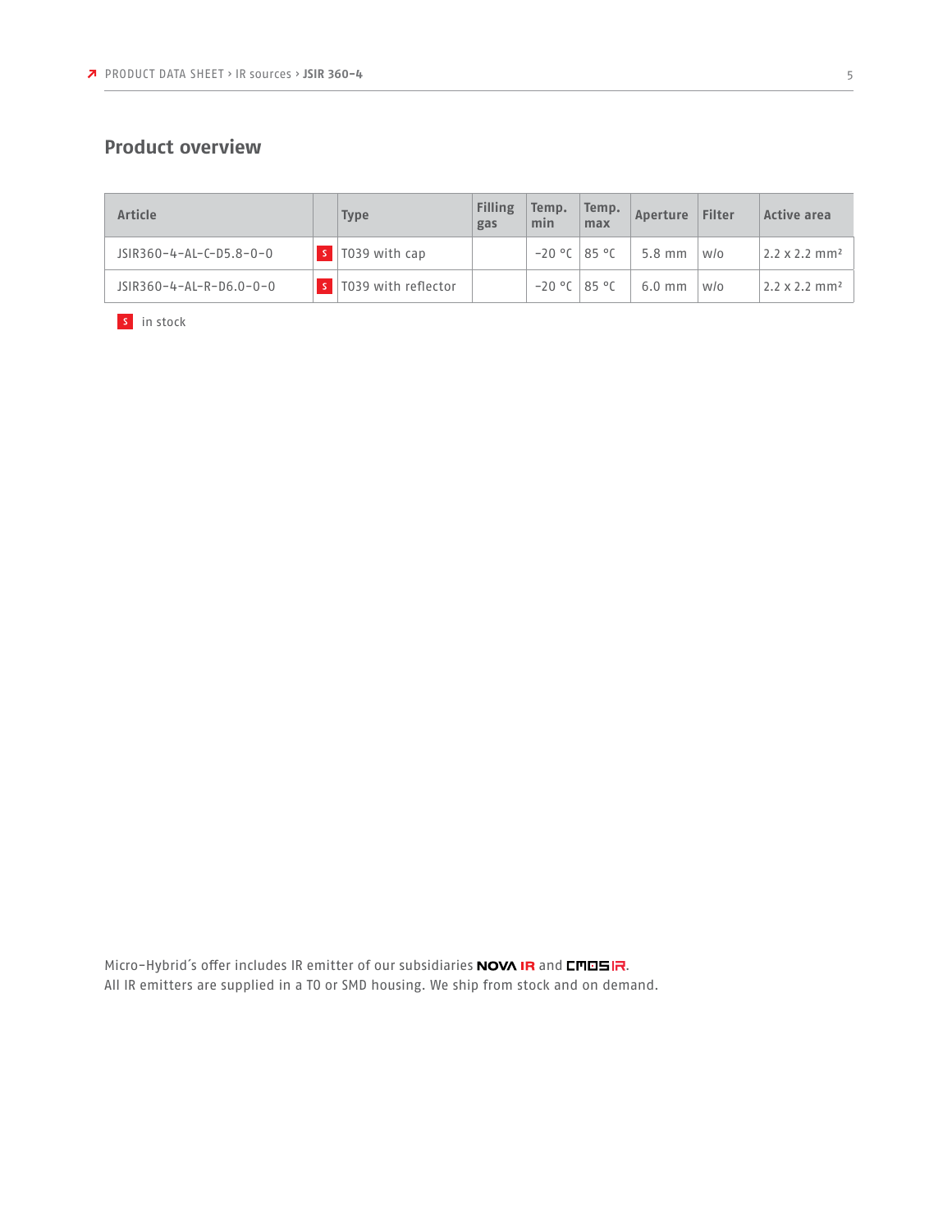## Product overview

| Article | | Type | Filling gas | Temp. min | Temp. max | Aperture | Filter | Active area |
|---|---|---|---|---|---|---|---|---|
| JSIR360-4-AL-C-D5.8-0-0 | S | TO39 with cap | | -20 °C | 85 °C | 5.8 mm | w/o | 2.2 x 2.2 mm² |
| JSIR360-4-AL-R-D6.0-0-0 | S | TO39 with reflector | | -20 °C | 85 °C | 6.0 mm | w/o | 2.2 x 2.2 mm² |

S in stock

Micro-Hybrid´s offer includes IR emitter of our subsidiaries NOVA IR and CMOS IR.
All IR emitters are supplied in a TO or SMD housing. We ship from stock and on demand.